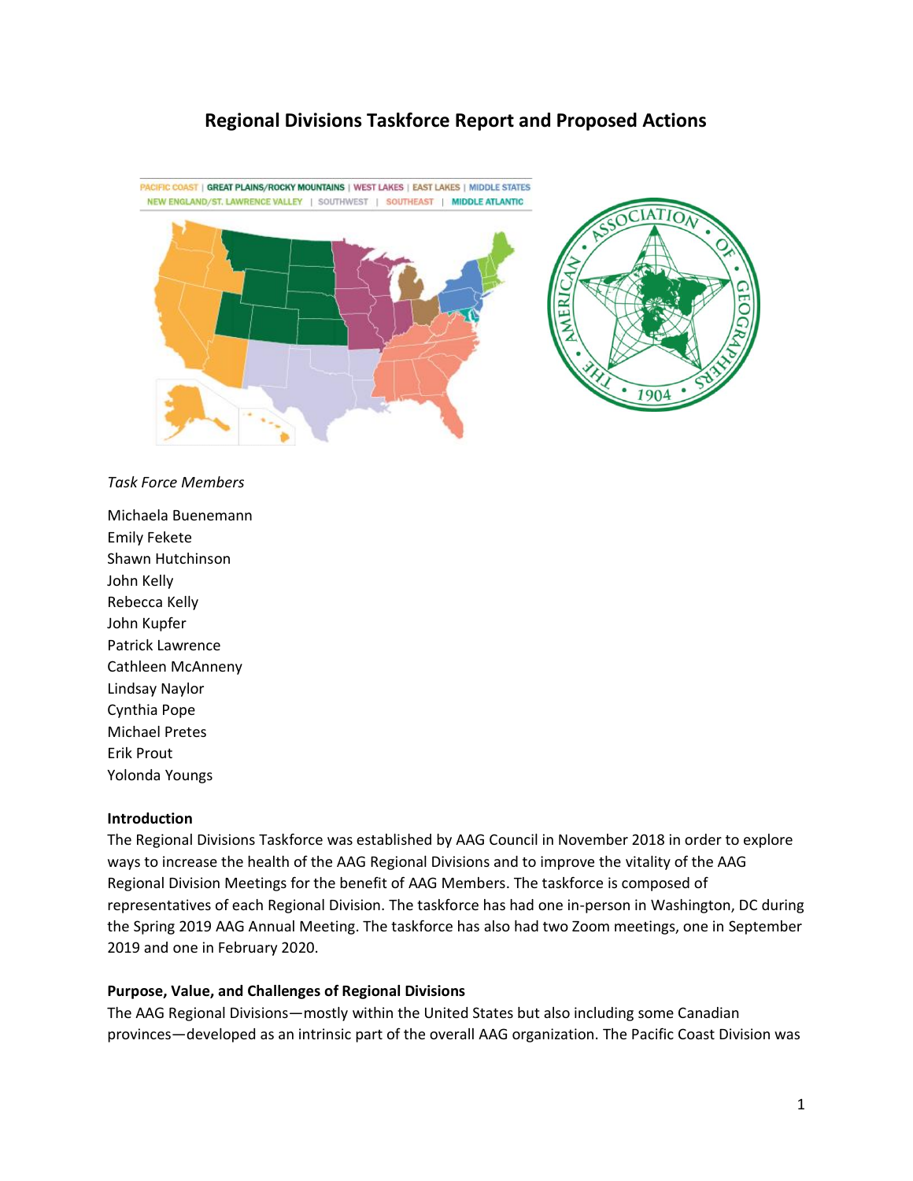# Regional Divisions Taskforce Report and Proposed Actions

*Task Force Members*

Michaela Buenemann
Emily Fekete
Shawn Hutchinson
John Kelly
Rebecca Kelly
John Kupfer
Patrick Lawrence
Cathleen McAnneny
Lindsay Naylor
Cynthia Pope
Michael Pretes
Erik Prout
Yolonda Youngs

**Introduction**

The Regional Divisions Taskforce was established by AAG Council in November 2018 in order to explore ways to increase the health of the AAG Regional Divisions and to improve the vitality of the AAG Regional Division Meetings for the benefit of AAG Members. The taskforce is composed of representatives of each Regional Division. The taskforce has had one in-person in Washington, DC during the Spring 2019 AAG Annual Meeting. The taskforce has also had two Zoom meetings, one in September 2019 and one in February 2020.

**Purpose, Value, and Challenges of Regional Divisions**

The AAG Regional Divisions—mostly within the United States but also including some Canadian provinces—developed as an intrinsic part of the overall AAG organization. The Pacific Coast Division was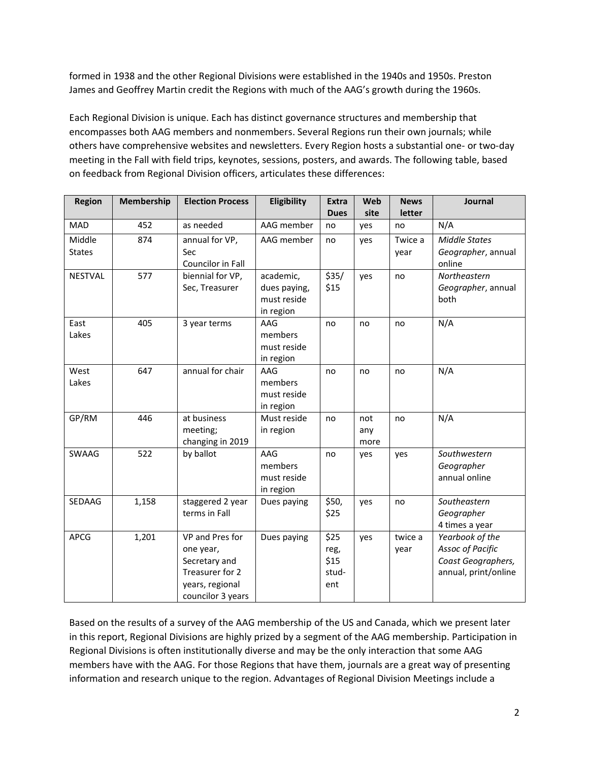formed in 1938 and the other Regional Divisions were established in the 1940s and 1950s. Preston James and Geoffrey Martin credit the Regions with much of the AAG's growth during the 1960s.

Each Regional Division is unique. Each has distinct governance structures and membership that encompasses both AAG members and nonmembers. Several Regions run their own journals; while others have comprehensive websites and newsletters. Every Region hosts a substantial one- or two-day meeting in the Fall with field trips, keynotes, sessions, posters, and awards. The following table, based on feedback from Regional Division officers, articulates these differences:

| Region | Membership | Election Process | Eligibility | Extra Dues | Web site | News letter | Journal |
|---|---|---|---|---|---|---|---|
| MAD | 452 | as needed | AAG member | no | yes | no | N/A |
| Middle States | 874 | annual for VP, Sec Councilor in Fall | AAG member | no | yes | Twice a year | *Middle States Geographer*, annual online |
| NESTVAL | 577 | biennial for VP, Sec, Treasurer | academic, dues paying, must reside in region | $35/ $15 | yes | no | *Northeastern Geographer*, annual both |
| East Lakes | 405 | 3 year terms | AAG members must reside in region | no | no | no | N/A |
| West Lakes | 647 | annual for chair | AAG members must reside in region | no | no | no | N/A |
| GP/RM | 446 | at business meeting; changing in 2019 | Must reside in region | no | not any more | no | N/A |
| SWAAG | 522 | by ballot | AAG members must reside in region | no | yes | yes | *Southwestern Geographer* annual online |
| SEDAAG | 1,158 | staggered 2 year terms in Fall | Dues paying | $50, $25 | yes | no | *Southeastern Geographer* 4 times a year |
| APCG | 1,201 | VP and Pres for one year, Secretary and Treasurer for 2 years, regional councilor 3 years | Dues paying | $25 reg, $15 student | yes | twice a year | *Yearbook of the Assoc of Pacific Coast Geographers,* annual, print/online |

Based on the results of a survey of the AAG membership of the US and Canada, which we present later in this report, Regional Divisions are highly prized by a segment of the AAG membership. Participation in Regional Divisions is often institutionally diverse and may be the only interaction that some AAG members have with the AAG. For those Regions that have them, journals are a great way of presenting information and research unique to the region. Advantages of Regional Division Meetings include a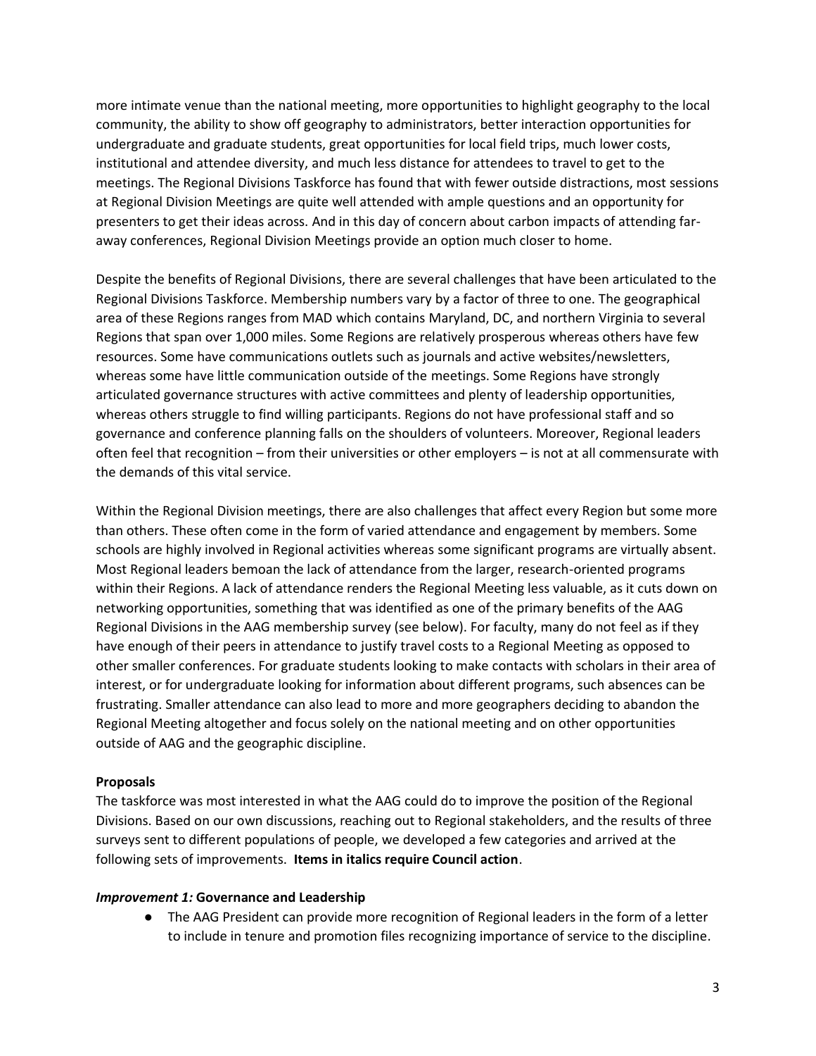more intimate venue than the national meeting, more opportunities to highlight geography to the local community, the ability to show off geography to administrators, better interaction opportunities for undergraduate and graduate students, great opportunities for local field trips, much lower costs, institutional and attendee diversity, and much less distance for attendees to travel to get to the meetings. The Regional Divisions Taskforce has found that with fewer outside distractions, most sessions at Regional Division Meetings are quite well attended with ample questions and an opportunity for presenters to get their ideas across. And in this day of concern about carbon impacts of attending far-away conferences, Regional Division Meetings provide an option much closer to home.

Despite the benefits of Regional Divisions, there are several challenges that have been articulated to the Regional Divisions Taskforce. Membership numbers vary by a factor of three to one. The geographical area of these Regions ranges from MAD which contains Maryland, DC, and northern Virginia to several Regions that span over 1,000 miles. Some Regions are relatively prosperous whereas others have few resources. Some have communications outlets such as journals and active websites/newsletters, whereas some have little communication outside of the meetings. Some Regions have strongly articulated governance structures with active committees and plenty of leadership opportunities, whereas others struggle to find willing participants. Regions do not have professional staff and so governance and conference planning falls on the shoulders of volunteers. Moreover, Regional leaders often feel that recognition – from their universities or other employers – is not at all commensurate with the demands of this vital service.

Within the Regional Division meetings, there are also challenges that affect every Region but some more than others. These often come in the form of varied attendance and engagement by members. Some schools are highly involved in Regional activities whereas some significant programs are virtually absent. Most Regional leaders bemoan the lack of attendance from the larger, research-oriented programs within their Regions. A lack of attendance renders the Regional Meeting less valuable, as it cuts down on networking opportunities, something that was identified as one of the primary benefits of the AAG Regional Divisions in the AAG membership survey (see below). For faculty, many do not feel as if they have enough of their peers in attendance to justify travel costs to a Regional Meeting as opposed to other smaller conferences. For graduate students looking to make contacts with scholars in their area of interest, or for undergraduate looking for information about different programs, such absences can be frustrating. Smaller attendance can also lead to more and more geographers deciding to abandon the Regional Meeting altogether and focus solely on the national meeting and on other opportunities outside of AAG and the geographic discipline.

**Proposals**

The taskforce was most interested in what the AAG could do to improve the position of the Regional Divisions. Based on our own discussions, reaching out to Regional stakeholders, and the results of three surveys sent to different populations of people, we developed a few categories and arrived at the following sets of improvements. **Items in italics require Council action**.

***Improvement 1:*** **Governance and Leadership**

- The AAG President can provide more recognition of Regional leaders in the form of a letter to include in tenure and promotion files recognizing importance of service to the discipline.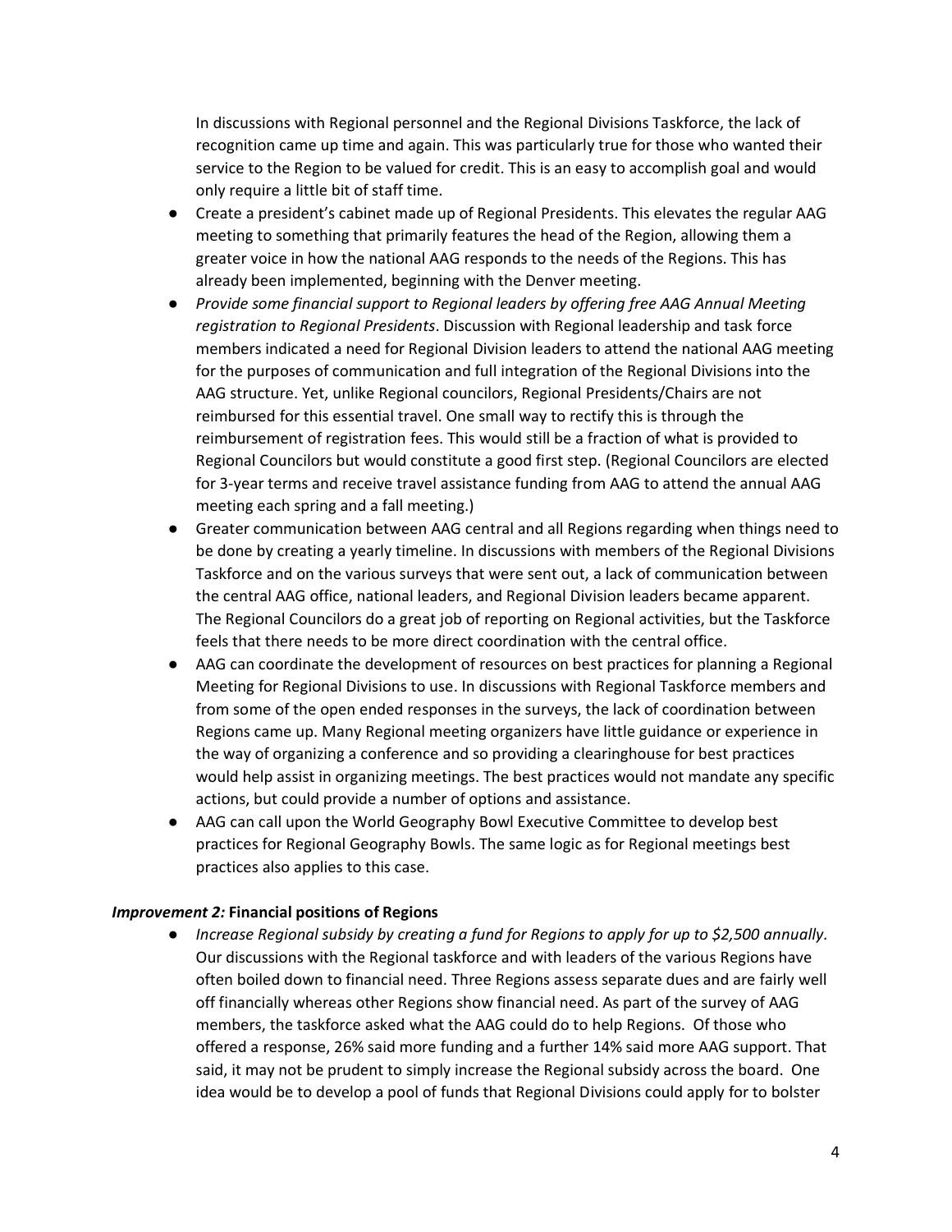In discussions with Regional personnel and the Regional Divisions Taskforce, the lack of recognition came up time and again. This was particularly true for those who wanted their service to the Region to be valued for credit. This is an easy to accomplish goal and would only require a little bit of staff time.

- Create a president's cabinet made up of Regional Presidents. This elevates the regular AAG meeting to something that primarily features the head of the Region, allowing them a greater voice in how the national AAG responds to the needs of the Regions. This has already been implemented, beginning with the Denver meeting.
- *Provide some financial support to Regional leaders by offering free AAG Annual Meeting registration to Regional Presidents*. Discussion with Regional leadership and task force members indicated a need for Regional Division leaders to attend the national AAG meeting for the purposes of communication and full integration of the Regional Divisions into the AAG structure. Yet, unlike Regional councilors, Regional Presidents/Chairs are not reimbursed for this essential travel. One small way to rectify this is through the reimbursement of registration fees. This would still be a fraction of what is provided to Regional Councilors but would constitute a good first step. (Regional Councilors are elected for 3-year terms and receive travel assistance funding from AAG to attend the annual AAG meeting each spring and a fall meeting.)
- Greater communication between AAG central and all Regions regarding when things need to be done by creating a yearly timeline. In discussions with members of the Regional Divisions Taskforce and on the various surveys that were sent out, a lack of communication between the central AAG office, national leaders, and Regional Division leaders became apparent. The Regional Councilors do a great job of reporting on Regional activities, but the Taskforce feels that there needs to be more direct coordination with the central office.
- AAG can coordinate the development of resources on best practices for planning a Regional Meeting for Regional Divisions to use. In discussions with Regional Taskforce members and from some of the open ended responses in the surveys, the lack of coordination between Regions came up. Many Regional meeting organizers have little guidance or experience in the way of organizing a conference and so providing a clearinghouse for best practices would help assist in organizing meetings. The best practices would not mandate any specific actions, but could provide a number of options and assistance.
- AAG can call upon the World Geography Bowl Executive Committee to develop best practices for Regional Geography Bowls. The same logic as for Regional meetings best practices also applies to this case.

***Improvement 2:*** **Financial positions of Regions**

- *Increase Regional subsidy by creating a fund for Regions to apply for up to $2,500 annually.* Our discussions with the Regional taskforce and with leaders of the various Regions have often boiled down to financial need. Three Regions assess separate dues and are fairly well off financially whereas other Regions show financial need. As part of the survey of AAG members, the taskforce asked what the AAG could do to help Regions. Of those who offered a response, 26% said more funding and a further 14% said more AAG support. That said, it may not be prudent to simply increase the Regional subsidy across the board. One idea would be to develop a pool of funds that Regional Divisions could apply for to bolster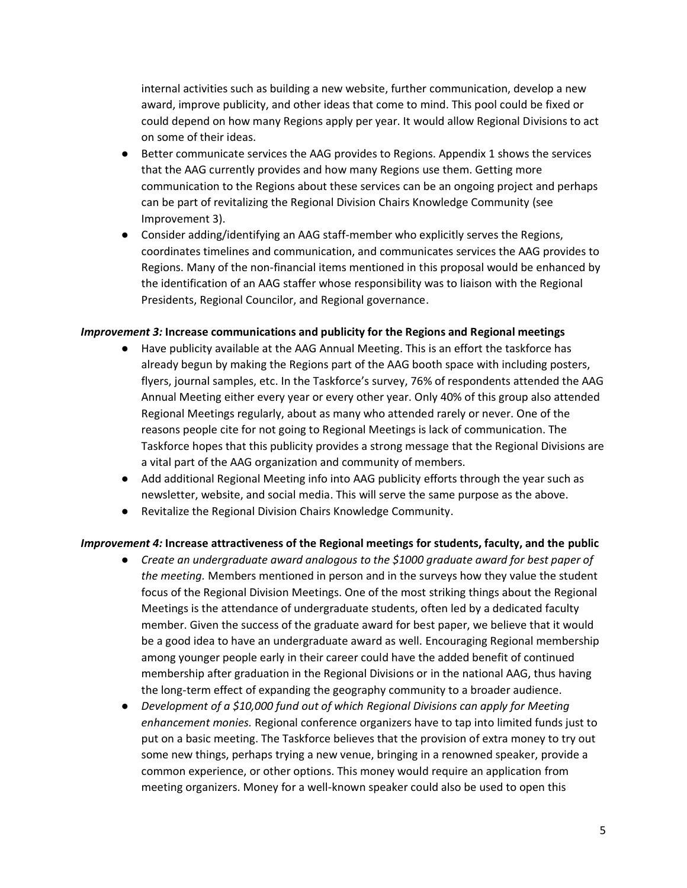internal activities such as building a new website, further communication, develop a new award, improve publicity, and other ideas that come to mind. This pool could be fixed or could depend on how many Regions apply per year. It would allow Regional Divisions to act on some of their ideas.

- Better communicate services the AAG provides to Regions. Appendix 1 shows the services that the AAG currently provides and how many Regions use them. Getting more communication to the Regions about these services can be an ongoing project and perhaps can be part of revitalizing the Regional Division Chairs Knowledge Community (see Improvement 3).
- Consider adding/identifying an AAG staff-member who explicitly serves the Regions, coordinates timelines and communication, and communicates services the AAG provides to Regions. Many of the non-financial items mentioned in this proposal would be enhanced by the identification of an AAG staffer whose responsibility was to liaison with the Regional Presidents, Regional Councilor, and Regional governance.

***Improvement 3:*** **Increase communications and publicity for the Regions and Regional meetings**

- Have publicity available at the AAG Annual Meeting. This is an effort the taskforce has already begun by making the Regions part of the AAG booth space with including posters, flyers, journal samples, etc. In the Taskforce's survey, 76% of respondents attended the AAG Annual Meeting either every year or every other year. Only 40% of this group also attended Regional Meetings regularly, about as many who attended rarely or never. One of the reasons people cite for not going to Regional Meetings is lack of communication. The Taskforce hopes that this publicity provides a strong message that the Regional Divisions are a vital part of the AAG organization and community of members.
- Add additional Regional Meeting info into AAG publicity efforts through the year such as newsletter, website, and social media. This will serve the same purpose as the above.
- Revitalize the Regional Division Chairs Knowledge Community.

***Improvement 4:*** **Increase attractiveness of the Regional meetings for students, faculty, and the public**

- *Create an undergraduate award analogous to the $1000 graduate award for best paper of the meeting.* Members mentioned in person and in the surveys how they value the student focus of the Regional Division Meetings. One of the most striking things about the Regional Meetings is the attendance of undergraduate students, often led by a dedicated faculty member. Given the success of the graduate award for best paper, we believe that it would be a good idea to have an undergraduate award as well. Encouraging Regional membership among younger people early in their career could have the added benefit of continued membership after graduation in the Regional Divisions or in the national AAG, thus having the long-term effect of expanding the geography community to a broader audience.
- *Development of a $10,000 fund out of which Regional Divisions can apply for Meeting enhancement monies.* Regional conference organizers have to tap into limited funds just to put on a basic meeting. The Taskforce believes that the provision of extra money to try out some new things, perhaps trying a new venue, bringing in a renowned speaker, provide a common experience, or other options. This money would require an application from meeting organizers. Money for a well-known speaker could also be used to open this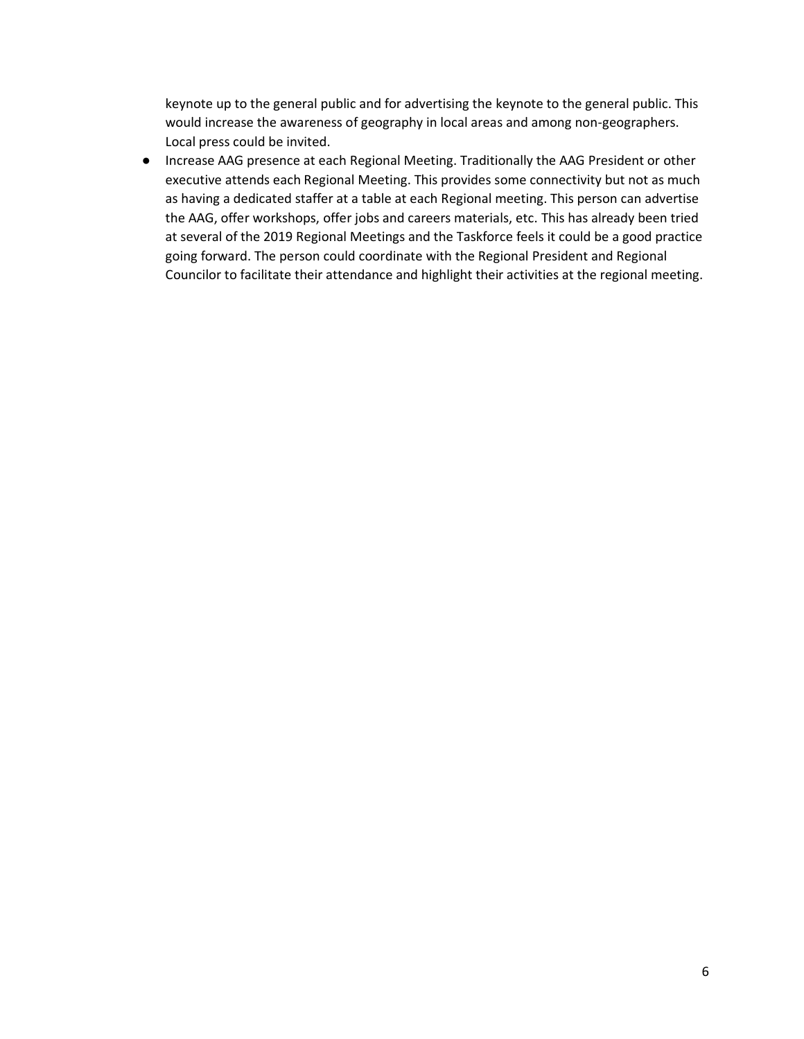keynote up to the general public and for advertising the keynote to the general public. This would increase the awareness of geography in local areas and among non-geographers. Local press could be invited.

- Increase AAG presence at each Regional Meeting. Traditionally the AAG President or other executive attends each Regional Meeting. This provides some connectivity but not as much as having a dedicated staffer at a table at each Regional meeting. This person can advertise the AAG, offer workshops, offer jobs and careers materials, etc. This has already been tried at several of the 2019 Regional Meetings and the Taskforce feels it could be a good practice going forward. The person could coordinate with the Regional President and Regional Councilor to facilitate their attendance and highlight their activities at the regional meeting.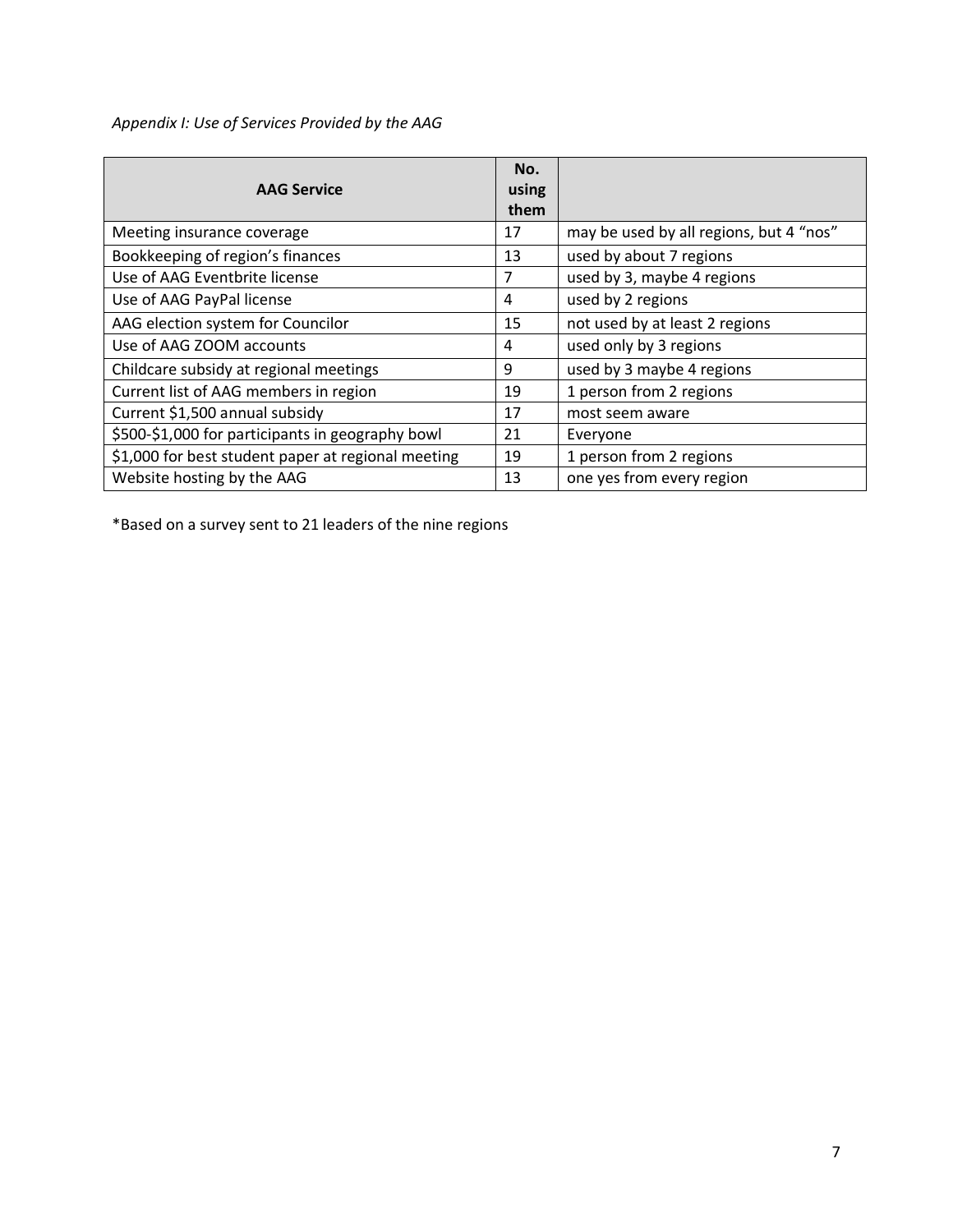*Appendix I: Use of Services Provided by the AAG*

| AAG Service | No. using them | |
|---|---|---|
| Meeting insurance coverage | 17 | may be used by all regions, but 4 "nos" |
| Bookkeeping of region's finances | 13 | used by about 7 regions |
| Use of AAG Eventbrite license | 7 | used by 3, maybe 4 regions |
| Use of AAG PayPal license | 4 | used by 2 regions |
| AAG election system for Councilor | 15 | not used by at least 2 regions |
| Use of AAG ZOOM accounts | 4 | used only by 3 regions |
| Childcare subsidy at regional meetings | 9 | used by 3 maybe 4 regions |
| Current list of AAG members in region | 19 | 1 person from 2 regions |
| Current $1,500 annual subsidy | 17 | most seem aware |
| $500-$1,000 for participants in geography bowl | 21 | Everyone |
| $1,000 for best student paper at regional meeting | 19 | 1 person from 2 regions |
| Website hosting by the AAG | 13 | one yes from every region |

*Based on a survey sent to 21 leaders of the nine regions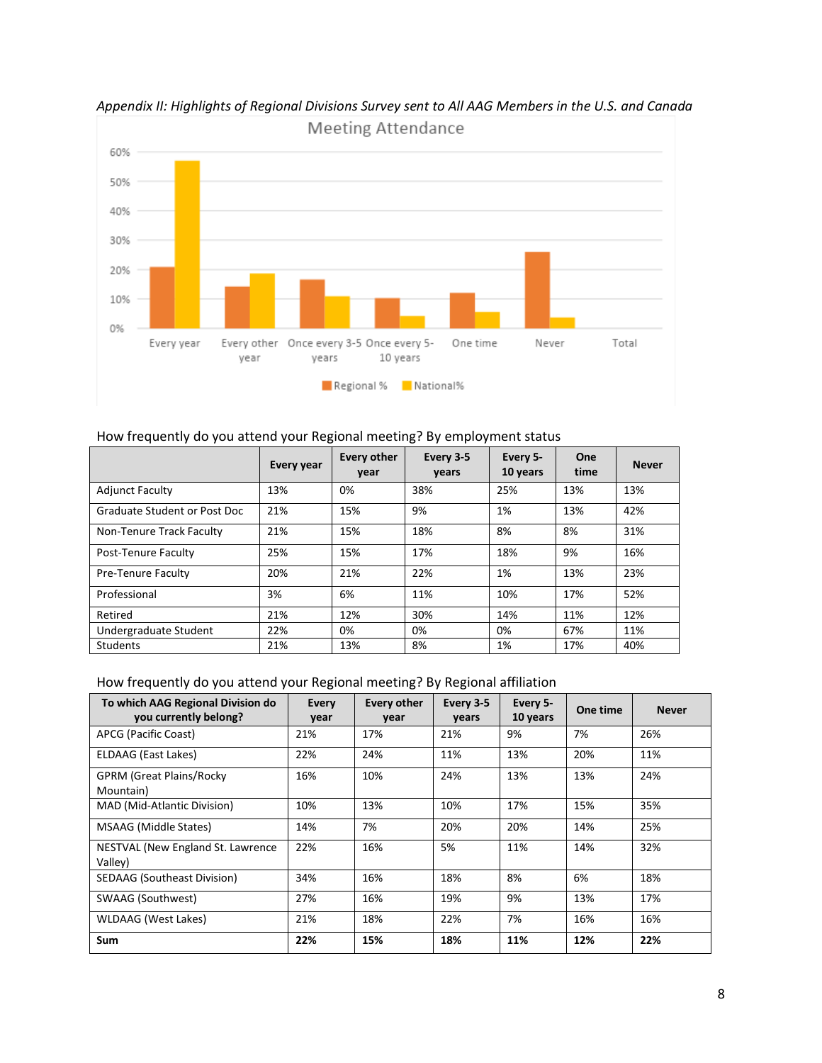*Appendix II: Highlights of Regional Divisions Survey sent to All AAG Members in the U.S. and Canada*

Meeting Attendance

How frequently do you attend your Regional meeting? By employment status

| | Every year | Every other year | Every 3-5 years | Every 5-10 years | One time | Never |
|---|---|---|---|---|---|---|
| Adjunct Faculty | 13% | 0% | 38% | 25% | 13% | 13% |
| Graduate Student or Post Doc | 21% | 15% | 9% | 1% | 13% | 42% |
| Non-Tenure Track Faculty | 21% | 15% | 18% | 8% | 8% | 31% |
| Post-Tenure Faculty | 25% | 15% | 17% | 18% | 9% | 16% |
| Pre-Tenure Faculty | 20% | 21% | 22% | 1% | 13% | 23% |
| Professional | 3% | 6% | 11% | 10% | 17% | 52% |
| Retired | 21% | 12% | 30% | 14% | 11% | 12% |
| Undergraduate Student | 22% | 0% | 0% | 0% | 67% | 11% |
| Students | 21% | 13% | 8% | 1% | 17% | 40% |

How frequently do you attend your Regional meeting? By Regional affiliation

| To which AAG Regional Division do you currently belong? | Every year | Every other year | Every 3-5 years | Every 5-10 years | One time | Never |
|---|---|---|---|---|---|---|
| APCG (Pacific Coast) | 21% | 17% | 21% | 9% | 7% | 26% |
| ELDAAG (East Lakes) | 22% | 24% | 11% | 13% | 20% | 11% |
| GPRM (Great Plains/Rocky Mountain) | 16% | 10% | 24% | 13% | 13% | 24% |
| MAD (Mid-Atlantic Division) | 10% | 13% | 10% | 17% | 15% | 35% |
| MSAAG (Middle States) | 14% | 7% | 20% | 20% | 14% | 25% |
| NESTVAL (New England St. Lawrence Valley) | 22% | 16% | 5% | 11% | 14% | 32% |
| SEDAAG (Southeast Division) | 34% | 16% | 18% | 8% | 6% | 18% |
| SWAAG (Southwest) | 27% | 16% | 19% | 9% | 13% | 17% |
| WLDAAG (West Lakes) | 21% | 18% | 22% | 7% | 16% | 16% |
| **Sum** | **22%** | **15%** | **18%** | **11%** | **12%** | **22%** |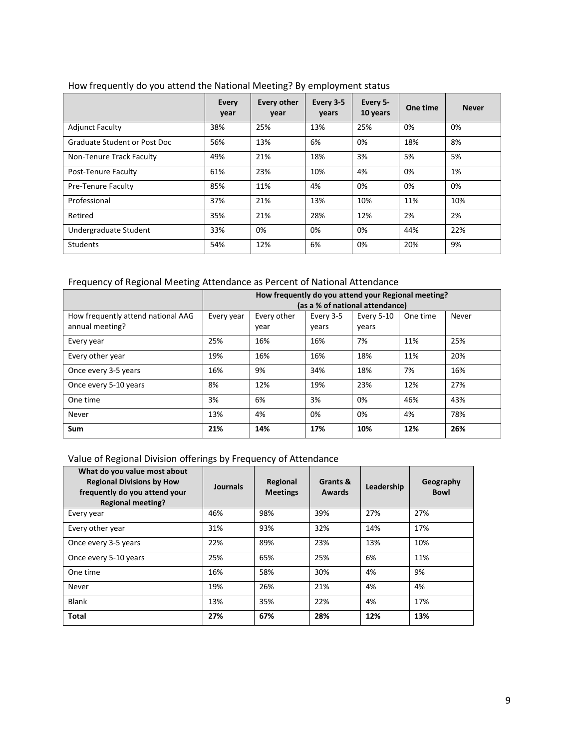How frequently do you attend the National Meeting? By employment status

| | Every year | Every other year | Every 3-5 years | Every 5-10 years | One time | Never |
|---|---|---|---|---|---|---|
| Adjunct Faculty | 38% | 25% | 13% | 25% | 0% | 0% |
| Graduate Student or Post Doc | 56% | 13% | 6% | 0% | 18% | 8% |
| Non-Tenure Track Faculty | 49% | 21% | 18% | 3% | 5% | 5% |
| Post-Tenure Faculty | 61% | 23% | 10% | 4% | 0% | 1% |
| Pre-Tenure Faculty | 85% | 11% | 4% | 0% | 0% | 0% |
| Professional | 37% | 21% | 13% | 10% | 11% | 10% |
| Retired | 35% | 21% | 28% | 12% | 2% | 2% |
| Undergraduate Student | 33% | 0% | 0% | 0% | 44% | 22% |
| Students | 54% | 12% | 6% | 0% | 20% | 9% |

Frequency of Regional Meeting Attendance as Percent of National Attendance

| | How frequently do you attend your Regional meeting? (as a % of national attendance) | | | | | |
|---|---|---|---|---|---|---|
| How frequently attend national AAG annual meeting? | Every year | Every other year | Every 3-5 years | Every 5-10 years | One time | Never |
| Every year | 25% | 16% | 16% | 7% | 11% | 25% |
| Every other year | 19% | 16% | 16% | 18% | 11% | 20% |
| Once every 3-5 years | 16% | 9% | 34% | 18% | 7% | 16% |
| Once every 5-10 years | 8% | 12% | 19% | 23% | 12% | 27% |
| One time | 3% | 6% | 3% | 0% | 46% | 43% |
| Never | 13% | 4% | 0% | 0% | 4% | 78% |
| **Sum** | **21%** | **14%** | **17%** | **10%** | **12%** | **26%** |

Value of Regional Division offerings by Frequency of Attendance

| What do you value most about Regional Divisions by How frequently do you attend your Regional meeting? | Journals | Regional Meetings | Grants & Awards | Leadership | Geography Bowl |
|---|---|---|---|---|---|
| Every year | 46% | 98% | 39% | 27% | 27% |
| Every other year | 31% | 93% | 32% | 14% | 17% |
| Once every 3-5 years | 22% | 89% | 23% | 13% | 10% |
| Once every 5-10 years | 25% | 65% | 25% | 6% | 11% |
| One time | 16% | 58% | 30% | 4% | 9% |
| Never | 19% | 26% | 21% | 4% | 4% |
| Blank | 13% | 35% | 22% | 4% | 17% |
| **Total** | **27%** | **67%** | **28%** | **12%** | **13%** |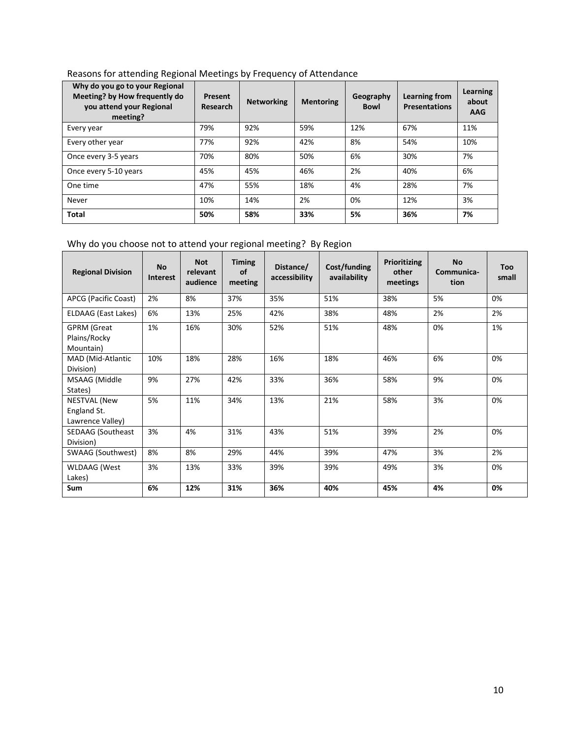Reasons for attending Regional Meetings by Frequency of Attendance

| Why do you go to your Regional Meeting? by How frequently do you attend your Regional meeting? | Present Research | Networking | Mentoring | Geography Bowl | Learning from Presentations | Learning about AAG |
|---|---|---|---|---|---|---|
| Every year | 79% | 92% | 59% | 12% | 67% | 11% |
| Every other year | 77% | 92% | 42% | 8% | 54% | 10% |
| Once every 3-5 years | 70% | 80% | 50% | 6% | 30% | 7% |
| Once every 5-10 years | 45% | 45% | 46% | 2% | 40% | 6% |
| One time | 47% | 55% | 18% | 4% | 28% | 7% |
| Never | 10% | 14% | 2% | 0% | 12% | 3% |
| **Total** | **50%** | **58%** | **33%** | **5%** | **36%** | **7%** |

Why do you choose not to attend your regional meeting? By Region

| Regional Division | No Interest | Not relevant audience | Timing of meeting | Distance/ accessibility | Cost/funding availability | Prioritizing other meetings | No Communica-tion | Too small |
|---|---|---|---|---|---|---|---|---|
| APCG (Pacific Coast) | 2% | 8% | 37% | 35% | 51% | 38% | 5% | 0% |
| ELDAAG (East Lakes) | 6% | 13% | 25% | 42% | 38% | 48% | 2% | 2% |
| GPRM (Great Plains/Rocky Mountain) | 1% | 16% | 30% | 52% | 51% | 48% | 0% | 1% |
| MAD (Mid-Atlantic Division) | 10% | 18% | 28% | 16% | 18% | 46% | 6% | 0% |
| MSAAG (Middle States) | 9% | 27% | 42% | 33% | 36% | 58% | 9% | 0% |
| NESTVAL (New England St. Lawrence Valley) | 5% | 11% | 34% | 13% | 21% | 58% | 3% | 0% |
| SEDAAG (Southeast Division) | 3% | 4% | 31% | 43% | 51% | 39% | 2% | 0% |
| SWAAG (Southwest) | 8% | 8% | 29% | 44% | 39% | 47% | 3% | 2% |
| WLDAAG (West Lakes) | 3% | 13% | 33% | 39% | 39% | 49% | 3% | 0% |
| **Sum** | **6%** | **12%** | **31%** | **36%** | **40%** | **45%** | **4%** | **0%** |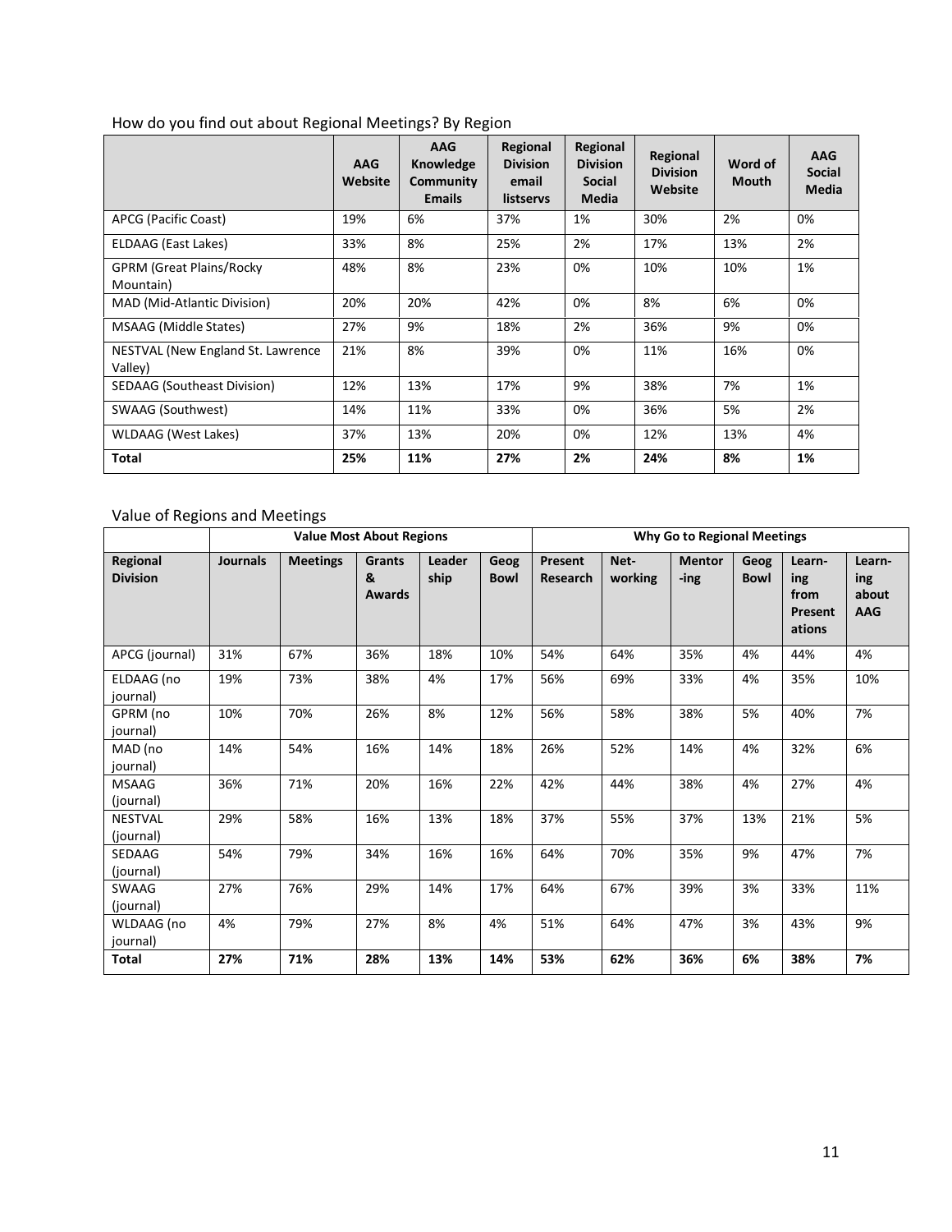How do you find out about Regional Meetings? By Region

| | AAG Website | AAG Knowledge Community Emails | Regional Division email listservs | Regional Division Social Media | Regional Division Website | Word of Mouth | AAG Social Media |
|---|---|---|---|---|---|---|---|
| APCG (Pacific Coast) | 19% | 6% | 37% | 1% | 30% | 2% | 0% |
| ELDAAG (East Lakes) | 33% | 8% | 25% | 2% | 17% | 13% | 2% |
| GPRM (Great Plains/Rocky Mountain) | 48% | 8% | 23% | 0% | 10% | 10% | 1% |
| MAD (Mid-Atlantic Division) | 20% | 20% | 42% | 0% | 8% | 6% | 0% |
| MSAAG (Middle States) | 27% | 9% | 18% | 2% | 36% | 9% | 0% |
| NESTVAL (New England St. Lawrence Valley) | 21% | 8% | 39% | 0% | 11% | 16% | 0% |
| SEDAAG (Southeast Division) | 12% | 13% | 17% | 9% | 38% | 7% | 1% |
| SWAAG (Southwest) | 14% | 11% | 33% | 0% | 36% | 5% | 2% |
| WLDAAG (West Lakes) | 37% | 13% | 20% | 0% | 12% | 13% | 4% |
| **Total** | **25%** | **11%** | **27%** | **2%** | **24%** | **8%** | **1%** |

Value of Regions and Meetings

| | Value Most About Regions | | | | | Why Go to Regional Meetings | | | | | |
|---|---|---|---|---|---|---|---|---|---|---|---|
| **Regional Division** | **Journals** | **Meetings** | **Grants & Awards** | **Leader ship** | **Geog Bowl** | **Present Research** | **Net-working** | **Mentor -ing** | **Geog Bowl** | **Learn-ing from Present ations** | **Learn-ing about AAG** |
| APCG (journal) | 31% | 67% | 36% | 18% | 10% | 54% | 64% | 35% | 4% | 44% | 4% |
| ELDAAG (no journal) | 19% | 73% | 38% | 4% | 17% | 56% | 69% | 33% | 4% | 35% | 10% |
| GPRM (no journal) | 10% | 70% | 26% | 8% | 12% | 56% | 58% | 38% | 5% | 40% | 7% |
| MAD (no journal) | 14% | 54% | 16% | 14% | 18% | 26% | 52% | 14% | 4% | 32% | 6% |
| MSAAG (journal) | 36% | 71% | 20% | 16% | 22% | 42% | 44% | 38% | 4% | 27% | 4% |
| NESTVAL (journal) | 29% | 58% | 16% | 13% | 18% | 37% | 55% | 37% | 13% | 21% | 5% |
| SEDAAG (journal) | 54% | 79% | 34% | 16% | 16% | 64% | 70% | 35% | 9% | 47% | 7% |
| SWAAG (journal) | 27% | 76% | 29% | 14% | 17% | 64% | 67% | 39% | 3% | 33% | 11% |
| WLDAAG (no journal) | 4% | 79% | 27% | 8% | 4% | 51% | 64% | 47% | 3% | 43% | 9% |
| **Total** | **27%** | **71%** | **28%** | **13%** | **14%** | **53%** | **62%** | **36%** | **6%** | **38%** | **7%** |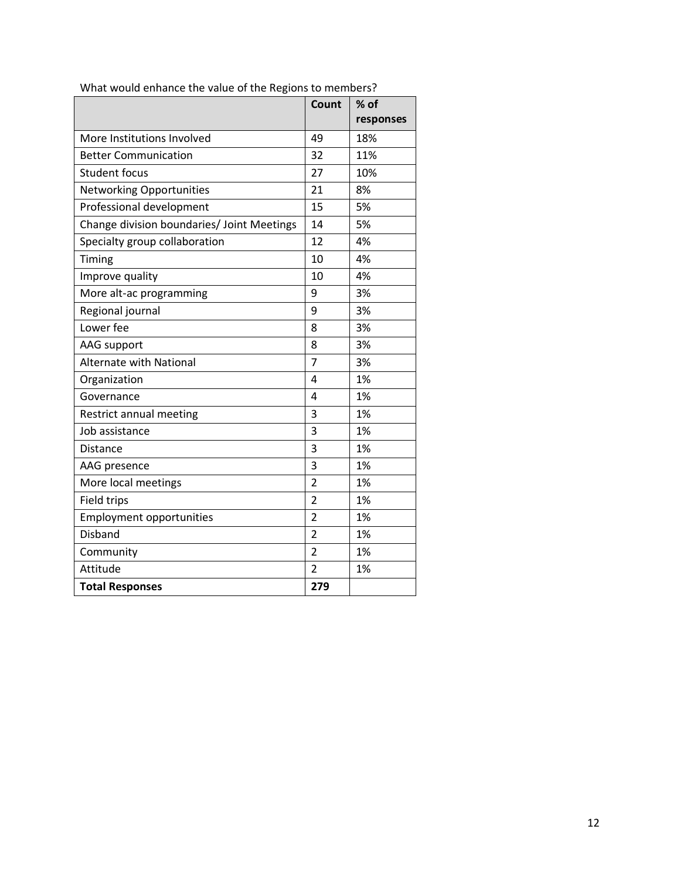What would enhance the value of the Regions to members?

| | Count | % of responses |
|---|---|---|
| More Institutions Involved | 49 | 18% |
| Better Communication | 32 | 11% |
| Student focus | 27 | 10% |
| Networking Opportunities | 21 | 8% |
| Professional development | 15 | 5% |
| Change division boundaries/ Joint Meetings | 14 | 5% |
| Specialty group collaboration | 12 | 4% |
| Timing | 10 | 4% |
| Improve quality | 10 | 4% |
| More alt-ac programming | 9 | 3% |
| Regional journal | 9 | 3% |
| Lower fee | 8 | 3% |
| AAG support | 8 | 3% |
| Alternate with National | 7 | 3% |
| Organization | 4 | 1% |
| Governance | 4 | 1% |
| Restrict annual meeting | 3 | 1% |
| Job assistance | 3 | 1% |
| Distance | 3 | 1% |
| AAG presence | 3 | 1% |
| More local meetings | 2 | 1% |
| Field trips | 2 | 1% |
| Employment opportunities | 2 | 1% |
| Disband | 2 | 1% |
| Community | 2 | 1% |
| Attitude | 2 | 1% |
| **Total Responses** | **279** | |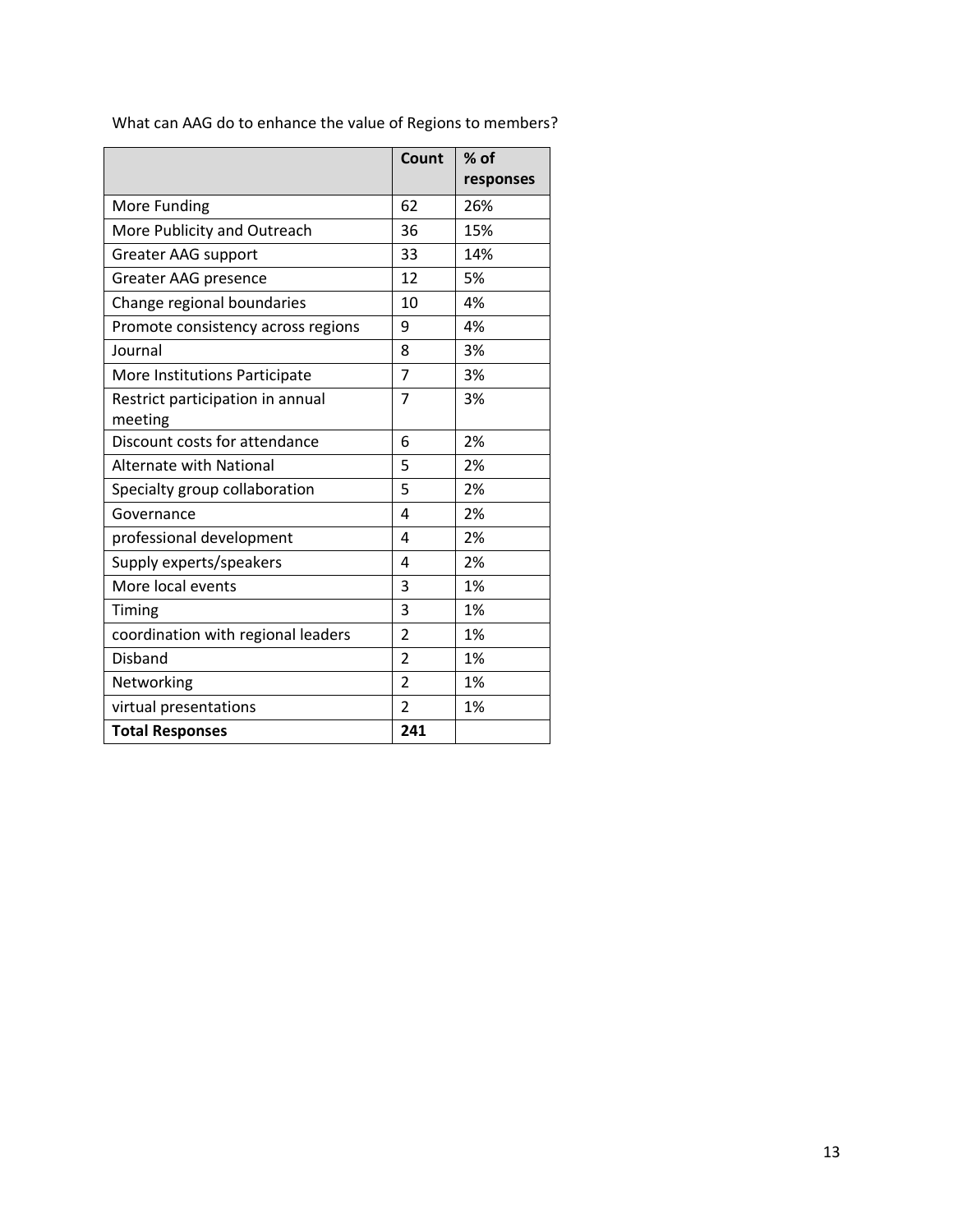What can AAG do to enhance the value of Regions to members?

| | Count | % of responses |
|---|---|---|
| More Funding | 62 | 26% |
| More Publicity and Outreach | 36 | 15% |
| Greater AAG support | 33 | 14% |
| Greater AAG presence | 12 | 5% |
| Change regional boundaries | 10 | 4% |
| Promote consistency across regions | 9 | 4% |
| Journal | 8 | 3% |
| More Institutions Participate | 7 | 3% |
| Restrict participation in annual meeting | 7 | 3% |
| Discount costs for attendance | 6 | 2% |
| Alternate with National | 5 | 2% |
| Specialty group collaboration | 5 | 2% |
| Governance | 4 | 2% |
| professional development | 4 | 2% |
| Supply experts/speakers | 4 | 2% |
| More local events | 3 | 1% |
| Timing | 3 | 1% |
| coordination with regional leaders | 2 | 1% |
| Disband | 2 | 1% |
| Networking | 2 | 1% |
| virtual presentations | 2 | 1% |
| **Total Responses** | **241** | |